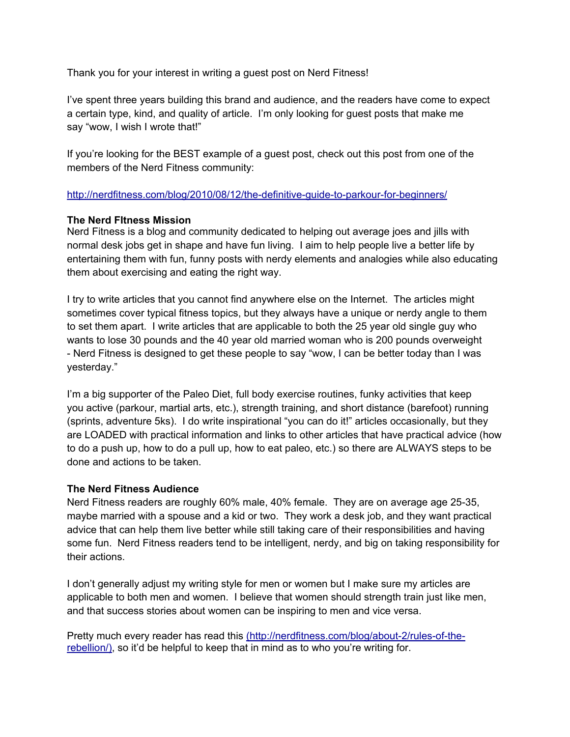Thank you for your interest in writing a guest post on Nerd Fitness!

I've spent three years building this brand and audience, and the readers have come to expect a certain type, kind, and quality of article. I'm only looking for guest posts that make me say "wow, I wish I wrote that!"

If you're looking for the BEST example of a guest post, check out this post from one of the members of the Nerd Fitness community:

[http://nerdfitness.com/blog/2010/08/12/the-definitive-guide-to-parkour-for-beginners/](http://nerdfitness.com/blog/2010/08/12/the-definitive-guide-to-parkour-for-beginners/)

**The Nerd FItness Mission**

Nerd Fitness is a blog and community dedicated to helping out average joes and jills with normal desk jobs get in shape and have fun living. I aim to help people live a better life by entertaining them with fun, funny posts with nerdy elements and analogies while also educating them about exercising and eating the right way.

I try to write articles that you cannot find anywhere else on the Internet. The articles might sometimes cover typical fitness topics, but they always have a unique or nerdy angle to them to set them apart. I write articles that are applicable to both the 25 year old single guy who wants to lose 30 pounds and the 40 year old married woman who is 200 pounds overweight - Nerd Fitness is designed to get these people to say "wow, I can be better today than I was yesterday."

I'm a big supporter of the Paleo Diet, full body exercise routines, funky activities that keep you active (parkour, martial arts, etc.), strength training, and short distance (barefoot) running (sprints, adventure 5ks). I do write inspirational "you can do it!" articles occasionally, but they are LOADED with practical information and links to other articles that have practical advice (how to do a push up, how to do a pull up, how to eat paleo, etc.) so there are ALWAYS steps to be done and actions to be taken.

**The Nerd Fitness Audience**

Nerd Fitness readers are roughly 60% male, 40% female. They are on average age 25-35, maybe married with a spouse and a kid or two. They work a desk job, and they want practical advice that can help them live better while still taking care of their responsibilities and having some fun. Nerd Fitness readers tend to be intelligent, nerdy, and big on taking responsibility for their actions.

I don't generally adjust my writing style for men or women but I make sure my articles are applicable to both men and women. I believe that women should strength train just like men, and that success stories about women can be inspiring to men and vice versa.

Pretty much every reader has read this [(http://nerdfitness.com/blog/about-2/rules-of-the-rebellion/)](http://nerdfitness.com/blog/about-2/rules-of-the-rebellion/), so it'd be helpful to keep that in mind as to who you're writing for.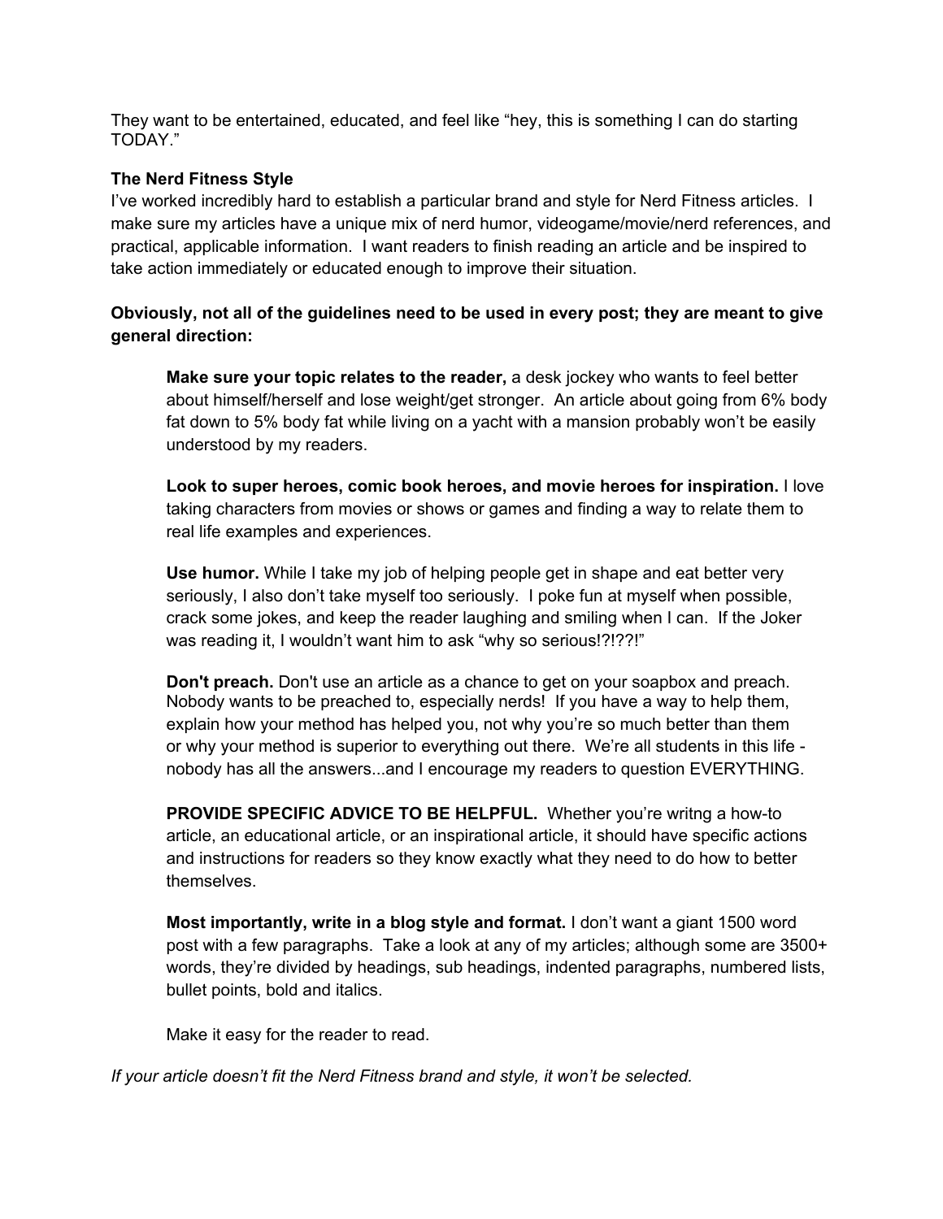They want to be entertained, educated, and feel like "hey, this is something I can do starting TODAY."

**The Nerd Fitness Style**

I've worked incredibly hard to establish a particular brand and style for Nerd Fitness articles. I make sure my articles have a unique mix of nerd humor, videogame/movie/nerd references, and practical, applicable information. I want readers to finish reading an article and be inspired to take action immediately or educated enough to improve their situation.

**Obviously, not all of the guidelines need to be used in every post; they are meant to give general direction:**

> **Make sure your topic relates to the reader,** a desk jockey who wants to feel better about himself/herself and lose weight/get stronger. An article about going from 6% body fat down to 5% body fat while living on a yacht with a mansion probably won't be easily understood by my readers.
>
> **Look to super heroes, comic book heroes, and movie heroes for inspiration.** I love taking characters from movies or shows or games and finding a way to relate them to real life examples and experiences.
>
> **Use humor.** While I take my job of helping people get in shape and eat better very seriously, I also don't take myself too seriously. I poke fun at myself when possible, crack some jokes, and keep the reader laughing and smiling when I can. If the Joker was reading it, I wouldn't want him to ask "why so serious!?!??!"
>
> **Don't preach.** Don't use an article as a chance to get on your soapbox and preach. Nobody wants to be preached to, especially nerds! If you have a way to help them, explain how your method has helped you, not why you're so much better than them or why your method is superior to everything out there. We're all students in this life - nobody has all the answers...and I encourage my readers to question EVERYTHING.
>
> **PROVIDE SPECIFIC ADVICE TO BE HELPFUL.** Whether you're writng a how-to article, an educational article, or an inspirational article, it should have specific actions and instructions for readers so they know exactly what they need to do how to better themselves.
>
> **Most importantly, write in a blog style and format.** I don't want a giant 1500 word post with a few paragraphs. Take a look at any of my articles; although some are 3500+ words, they're divided by headings, sub headings, indented paragraphs, numbered lists, bullet points, bold and italics.
>
> Make it easy for the reader to read.

*If your article doesn't fit the Nerd Fitness brand and style, it won't be selected.*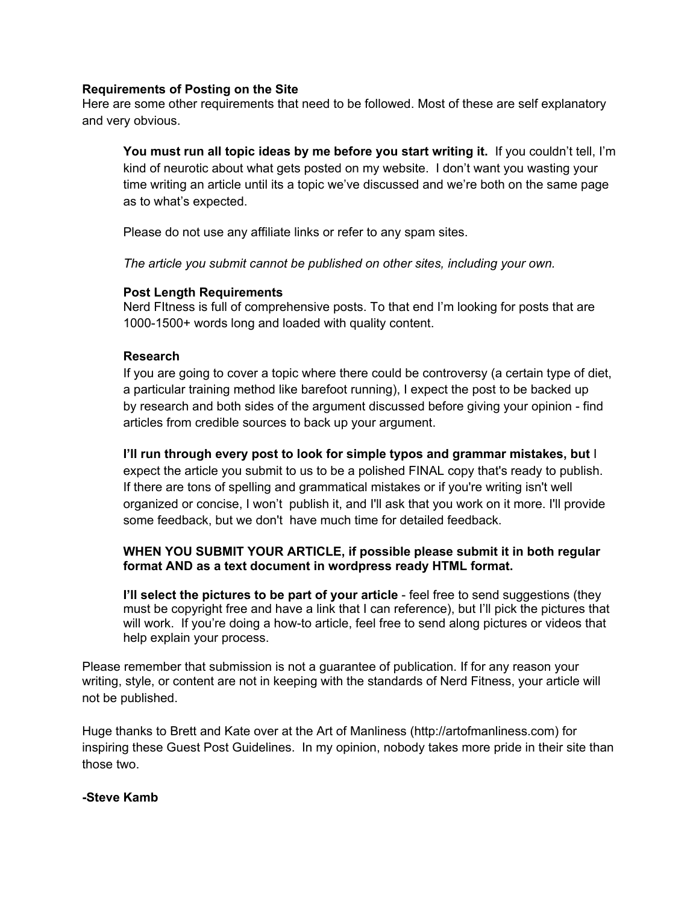**Requirements of Posting on the Site**

Here are some other requirements that need to be followed. Most of these are self explanatory and very obvious.

**You must run all topic ideas by me before you start writing it.** If you couldn't tell, I'm kind of neurotic about what gets posted on my website. I don't want you wasting your time writing an article until its a topic we've discussed and we're both on the same page as to what's expected.

Please do not use any affiliate links or refer to any spam sites.

*The article you submit cannot be published on other sites, including your own.*

**Post Length Requirements**

Nerd FItness is full of comprehensive posts. To that end I'm looking for posts that are 1000-1500+ words long and loaded with quality content.

**Research**

If you are going to cover a topic where there could be controversy (a certain type of diet, a particular training method like barefoot running), I expect the post to be backed up by research and both sides of the argument discussed before giving your opinion - find articles from credible sources to back up your argument.

**I'll run through every post to look for simple typos and grammar mistakes, but** I expect the article you submit to us to be a polished FINAL copy that's ready to publish. If there are tons of spelling and grammatical mistakes or if you're writing isn't well organized or concise, I won't publish it, and I'll ask that you work on it more. I'll provide some feedback, but we don't have much time for detailed feedback.

**WHEN YOU SUBMIT YOUR ARTICLE, if possible please submit it in both regular format AND as a text document in wordpress ready HTML format.**

**I'll select the pictures to be part of your article** - feel free to send suggestions (they must be copyright free and have a link that I can reference), but I'll pick the pictures that will work. If you're doing a how-to article, feel free to send along pictures or videos that help explain your process.

Please remember that submission is not a guarantee of publication. If for any reason your writing, style, or content are not in keeping with the standards of Nerd Fitness, your article will not be published.

Huge thanks to Brett and Kate over at the Art of Manliness (http://artofmanliness.com) for inspiring these Guest Post Guidelines. In my opinion, nobody takes more pride in their site than those two.

**-Steve Kamb**